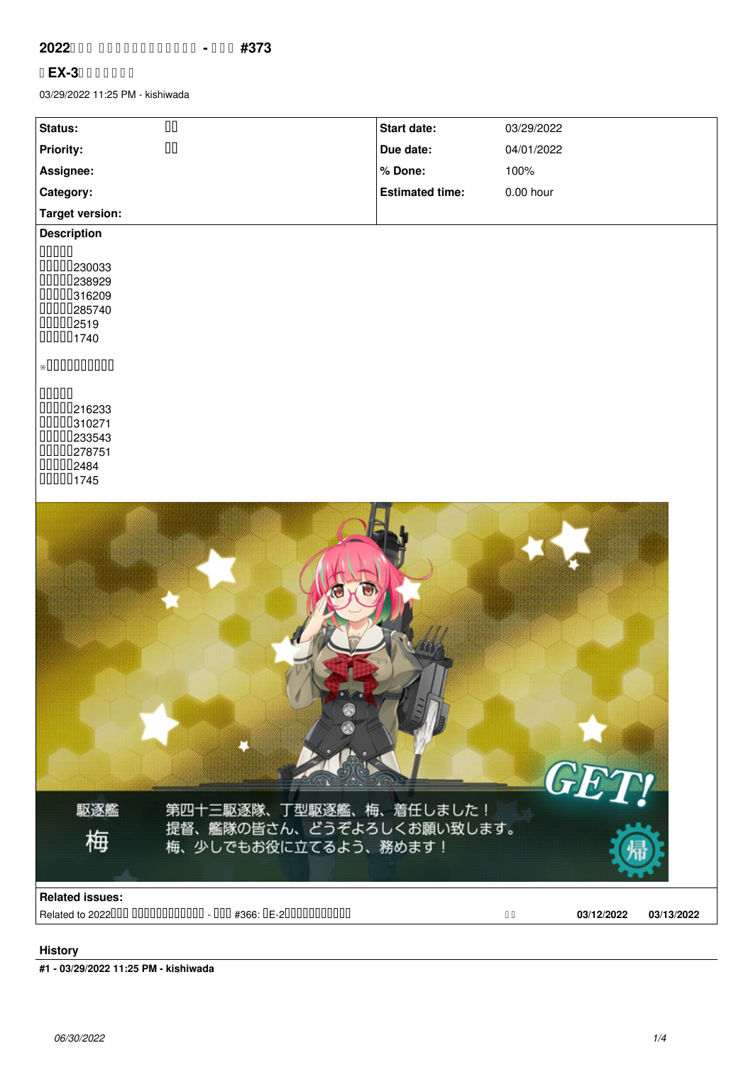# 2022□□□ □□□□□□□□□□□□ - □□□ #373

## □ EX-3□□□□□□□□

03/29/2022 11:25 PM - kishiwada

| Status: | □□ | Start date: | 03/29/2022 |
| --- | --- | --- | --- |
| Priority: | □□ | Due date: | 04/01/2022 |
| Assignee: | | % Done: | 100% |
| Category: | | Estimated time: | 0.00 hour |
| Target version: | | | |

**Description**

□□□□□
□□□□□230033
□□□□□238929
□□□□□316209
□□□□□285740
□□□□□2519
□□□□□1740

※□□□□□□□□□□

□□□□□
□□□□□216233
□□□□□310271
□□□□□233543
□□□□□278751
□□□□□2484
□□□□□1745

**Related issues:**

| Related to 2022□□□ □□□□□□□□□□□□ - □□□ #366: □E-2□□□□□□□□□□□□ | □□ | 03/12/2022 | 03/13/2022 |
| --- | --- | --- | --- |

## History

**#1 - 03/29/2022 11:25 PM - kishiwada**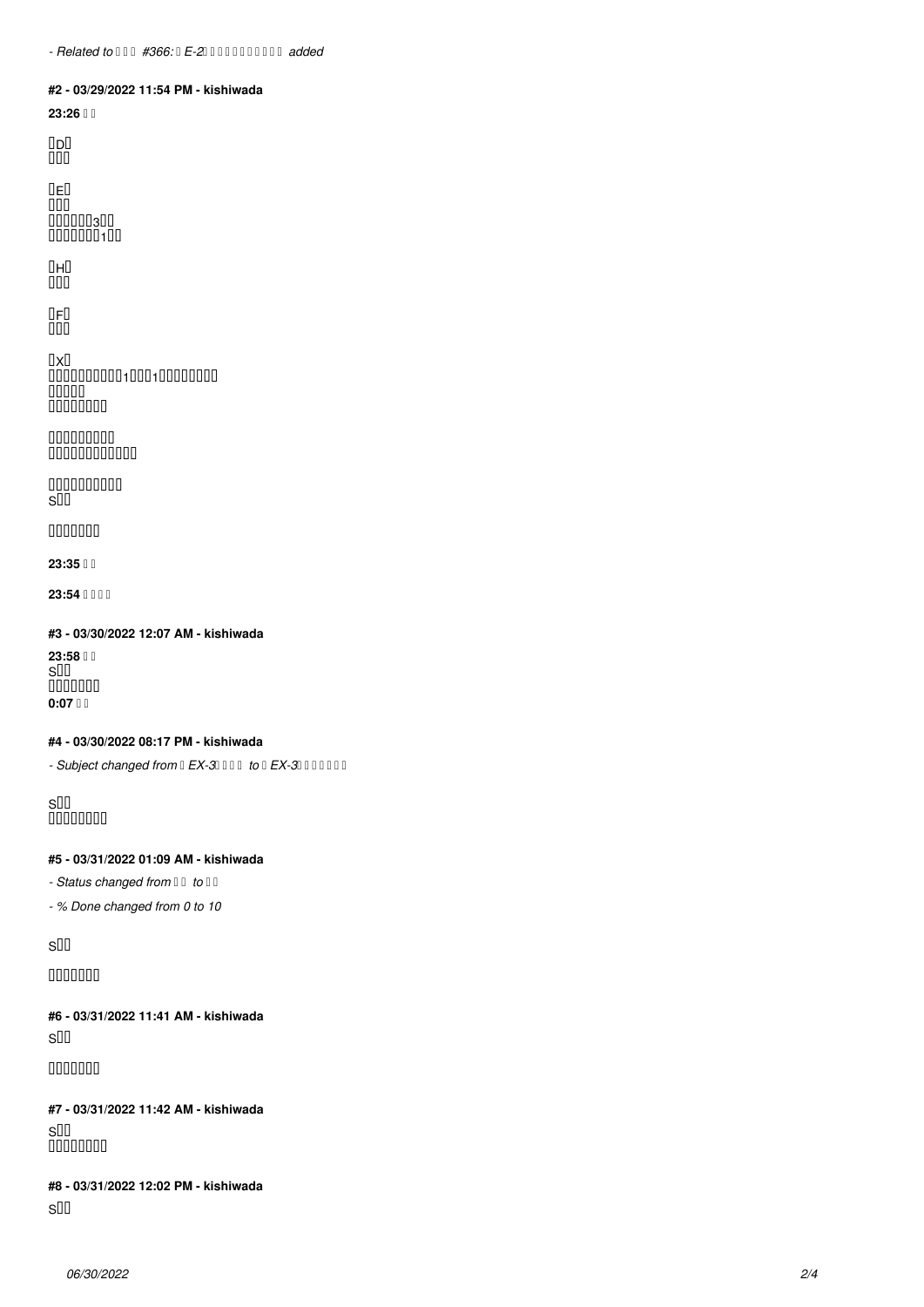*- Related to □□□ #366: □E-2□□□□□□□□□□□ added*

**#2 - 03/29/2022 11:54 PM - kishiwada**

**23:26 □□**

□D□
□□□

□E□
□□□
□□□□□□3□□
□□□□□□□1□□

□H□
□□□

□F□
□□□

□X□
□□□□□□□□□□1□□□1□□□□□□□□□
□□□□□
□□□□□□□□

□□□□□□□□□
□□□□□□□□□□□□

□□□□□□□□□□
S□□

□□□□□□□

**23:35 □□**

**23:54 □□□□**

**#3 - 03/30/2022 12:07 AM - kishiwada**

**23:58 □□**
S□□
□□□□□□□
**0:07 □□**

**#4 - 03/30/2022 08:17 PM - kishiwada**

*- Subject changed from □EX-3□□□□ to □EX-3□□□□□□□*

S□□
□□□□□□□□

**#5 - 03/31/2022 01:09 AM - kishiwada**

*- Status changed from □□ to □□*

*- % Done changed from 0 to 10*

S□□

□□□□□□□

**#6 - 03/31/2022 11:41 AM - kishiwada**

S□□

□□□□□□□

**#7 - 03/31/2022 11:42 AM - kishiwada**

S□□
□□□□□□□□

**#8 - 03/31/2022 12:02 PM - kishiwada**

S□□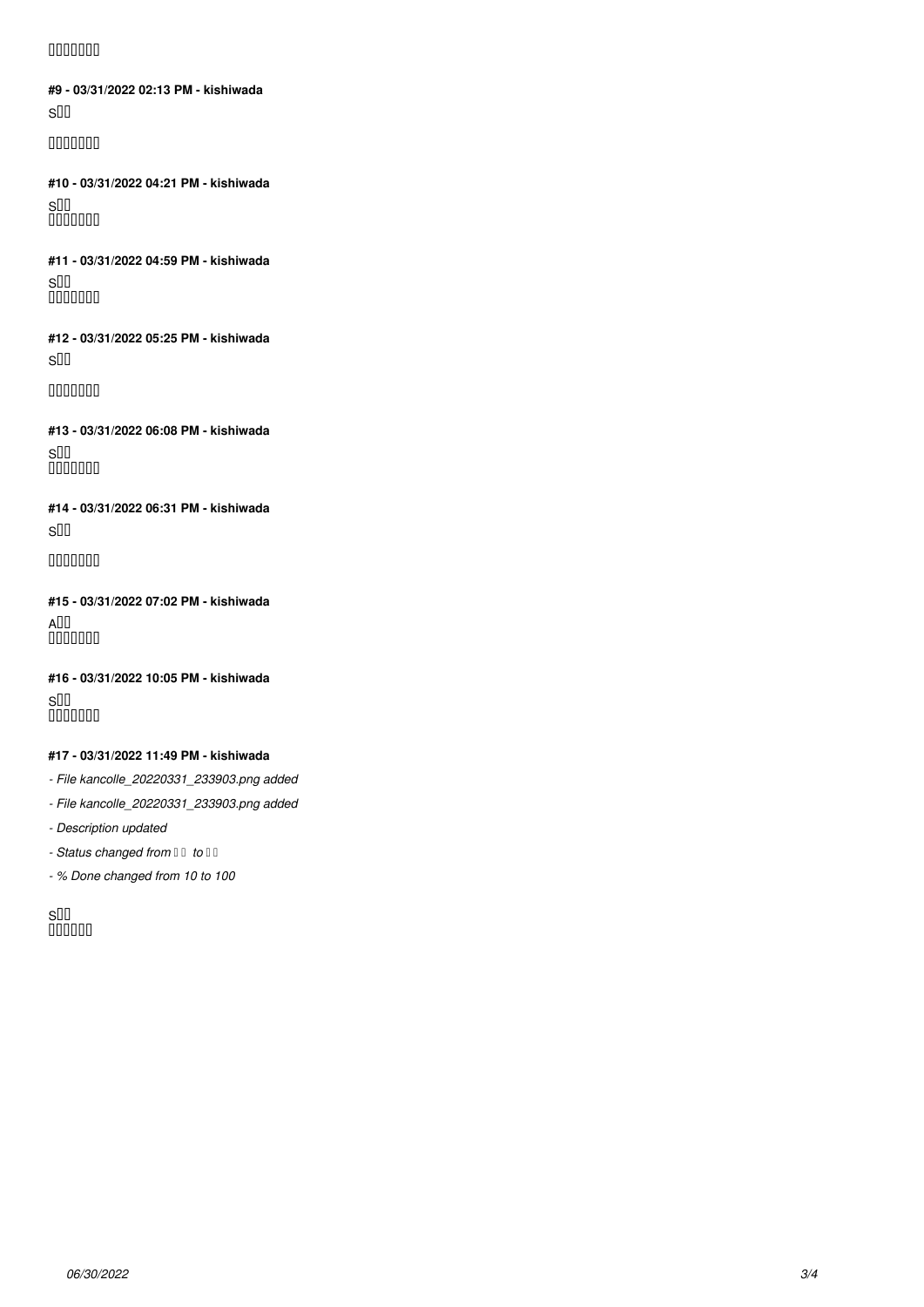□□□□□□□

**#9 - 03/31/2022 02:13 PM - kishiwada**

S□□

□□□□□□□

**#10 - 03/31/2022 04:21 PM - kishiwada**

S□□
□□□□□□□

**#11 - 03/31/2022 04:59 PM - kishiwada**

S□□
□□□□□□□

**#12 - 03/31/2022 05:25 PM - kishiwada**

S□□

□□□□□□□

**#13 - 03/31/2022 06:08 PM - kishiwada**

S□□
□□□□□□□

**#14 - 03/31/2022 06:31 PM - kishiwada**

S□□

□□□□□□□

**#15 - 03/31/2022 07:02 PM - kishiwada**

A□□
□□□□□□□

**#16 - 03/31/2022 10:05 PM - kishiwada**

S□□
□□□□□□□

**#17 - 03/31/2022 11:49 PM - kishiwada**

- *File kancolle_20220331_233903.png added*
- *File kancolle_20220331_233903.png added*
- *Description updated*
- *Status changed from □□ to □□*
- *% Done changed from 10 to 100*

S□□
□□□□□□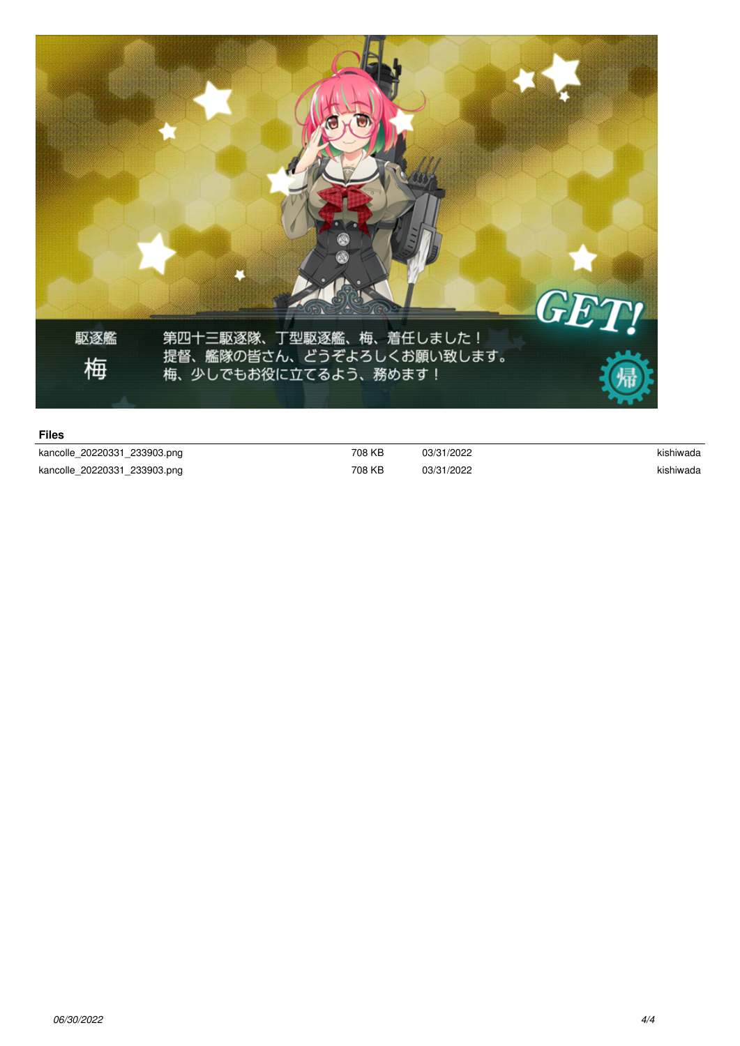**Files**

| | | | |
|---|---|---|---|
| kancolle_20220331_233903.png | 708 KB | 03/31/2022 | kishiwada |
| kancolle_20220331_233903.png | 708 KB | 03/31/2022 | kishiwada |